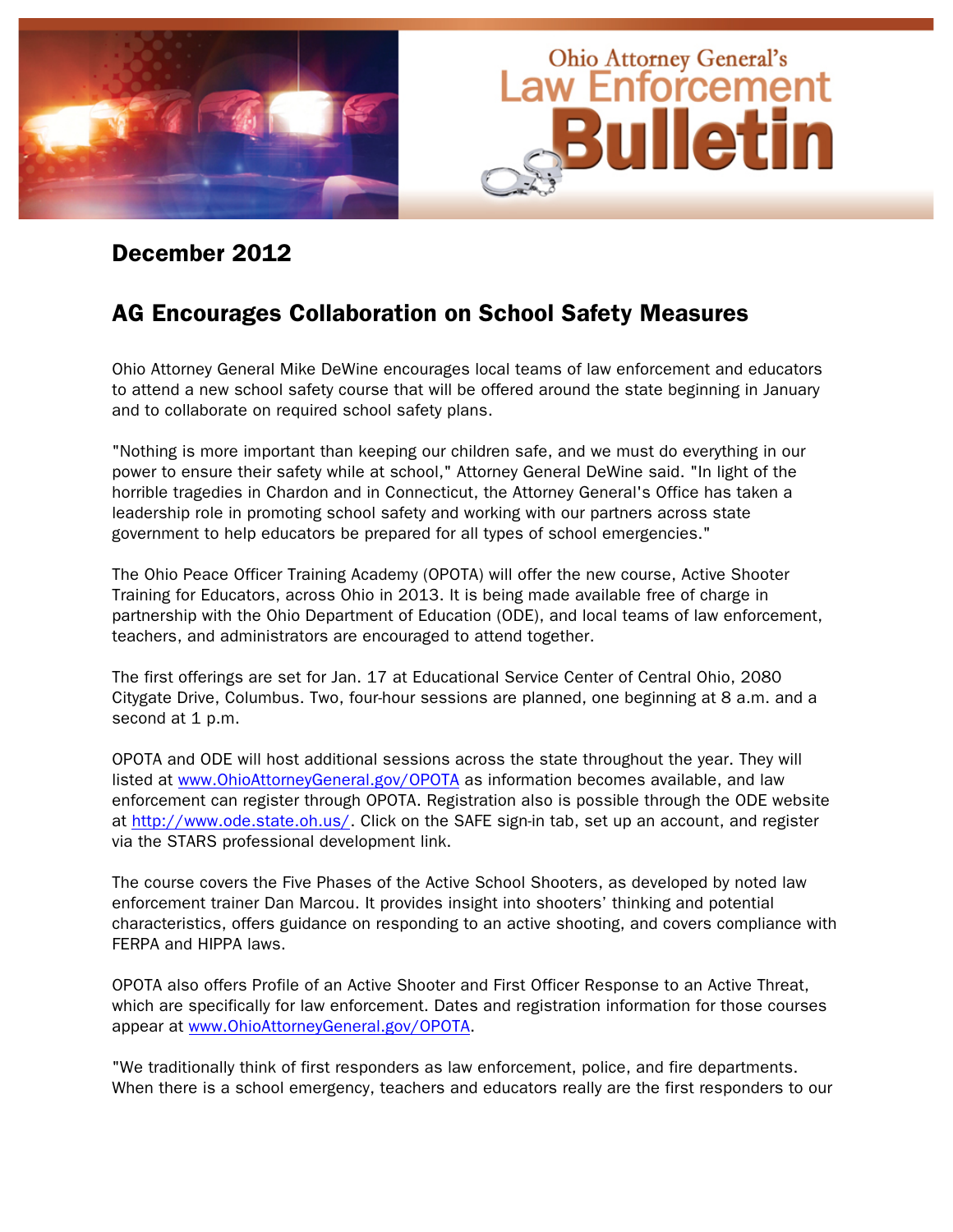# Ohio Attorney General's Law Enforcement Bulletin

## December 2012

## AG Encourages Collaboration on School Safety Measures

Ohio Attorney General Mike DeWine encourages local teams of law enforcement and educators to attend a new school safety course that will be offered around the state beginning in January and to collaborate on required school safety plans.

"Nothing is more important than keeping our children safe, and we must do everything in our power to ensure their safety while at school," Attorney General DeWine said. "In light of the horrible tragedies in Chardon and in Connecticut, the Attorney General's Office has taken a leadership role in promoting school safety and working with our partners across state government to help educators be prepared for all types of school emergencies."

The Ohio Peace Officer Training Academy (OPOTA) will offer the new course, Active Shooter Training for Educators, across Ohio in 2013. It is being made available free of charge in partnership with the Ohio Department of Education (ODE), and local teams of law enforcement, teachers, and administrators are encouraged to attend together.

The first offerings are set for Jan. 17 at Educational Service Center of Central Ohio, 2080 Citygate Drive, Columbus. Two, four-hour sessions are planned, one beginning at 8 a.m. and a second at 1 p.m.

OPOTA and ODE will host additional sessions across the state throughout the year. They will listed at www.OhioAttorneyGeneral.gov/OPOTA as information becomes available, and law enforcement can register through OPOTA. Registration also is possible through the ODE website at http://www.ode.state.oh.us/. Click on the SAFE sign-in tab, set up an account, and register via the STARS professional development link.

The course covers the Five Phases of the Active School Shooters, as developed by noted law enforcement trainer Dan Marcou. It provides insight into shooters' thinking and potential characteristics, offers guidance on responding to an active shooting, and covers compliance with FERPA and HIPPA laws.

OPOTA also offers Profile of an Active Shooter and First Officer Response to an Active Threat, which are specifically for law enforcement. Dates and registration information for those courses appear at www.OhioAttorneyGeneral.gov/OPOTA.

"We traditionally think of first responders as law enforcement, police, and fire departments. When there is a school emergency, teachers and educators really are the first responders to our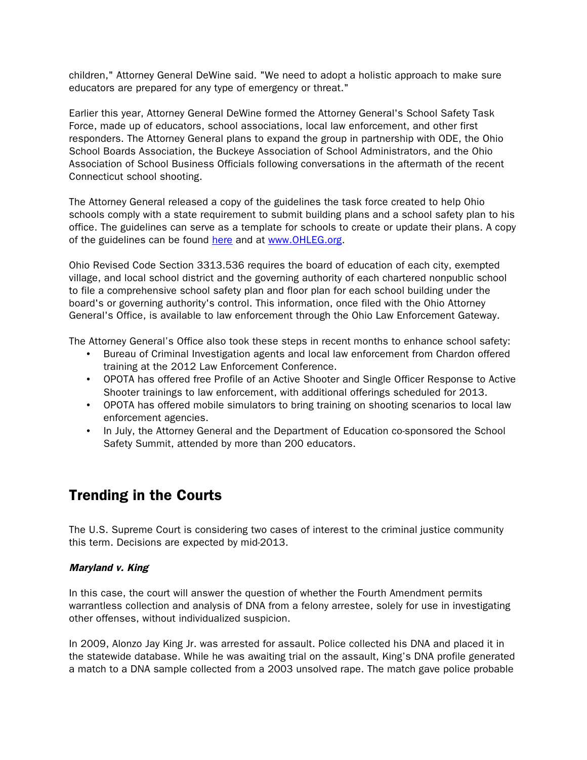children," Attorney General DeWine said. "We need to adopt a holistic approach to make sure educators are prepared for any type of emergency or threat."

Earlier this year, Attorney General DeWine formed the Attorney General's School Safety Task Force, made up of educators, school associations, local law enforcement, and other first responders. The Attorney General plans to expand the group in partnership with ODE, the Ohio School Boards Association, the Buckeye Association of School Administrators, and the Ohio Association of School Business Officials following conversations in the aftermath of the recent Connecticut school shooting.

The Attorney General released a copy of the guidelines the task force created to help Ohio schools comply with a state requirement to submit building plans and a school safety plan to his office. The guidelines can serve as a template for schools to create or update their plans. A copy of the guidelines can be found [here]() and at [www.OHLEG.org](www.OHLEG.org).

Ohio Revised Code Section 3313.536 requires the board of education of each city, exempted village, and local school district and the governing authority of each chartered nonpublic school to file a comprehensive school safety plan and floor plan for each school building under the board's or governing authority's control. This information, once filed with the Ohio Attorney General's Office, is available to law enforcement through the Ohio Law Enforcement Gateway.

The Attorney General's Office also took these steps in recent months to enhance school safety:

- Bureau of Criminal Investigation agents and local law enforcement from Chardon offered training at the 2012 Law Enforcement Conference.
- OPOTA has offered free Profile of an Active Shooter and Single Officer Response to Active Shooter trainings to law enforcement, with additional offerings scheduled for 2013.
- OPOTA has offered mobile simulators to bring training on shooting scenarios to local law enforcement agencies.
- In July, the Attorney General and the Department of Education co-sponsored the School Safety Summit, attended by more than 200 educators.

## Trending in the Courts

The U.S. Supreme Court is considering two cases of interest to the criminal justice community this term. Decisions are expected by mid-2013.

***Maryland v. King***

In this case, the court will answer the question of whether the Fourth Amendment permits warrantless collection and analysis of DNA from a felony arrestee, solely for use in investigating other offenses, without individualized suspicion.

In 2009, Alonzo Jay King Jr. was arrested for assault. Police collected his DNA and placed it in the statewide database. While he was awaiting trial on the assault, King's DNA profile generated a match to a DNA sample collected from a 2003 unsolved rape. The match gave police probable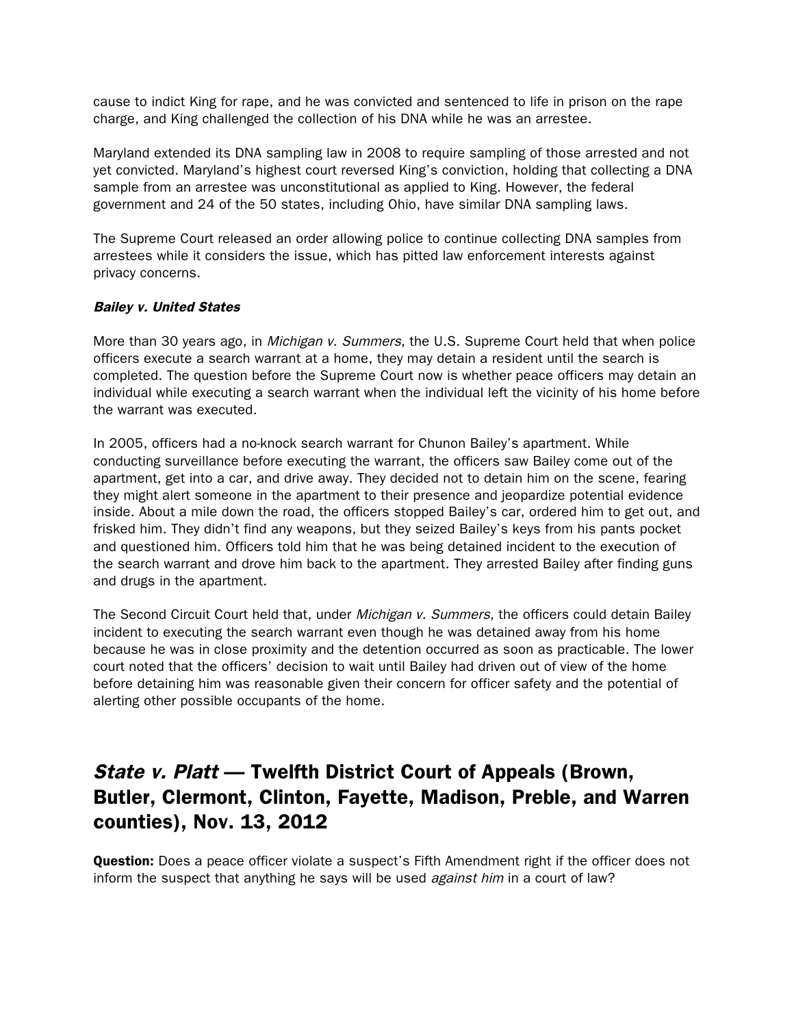cause to indict King for rape, and he was convicted and sentenced to life in prison on the rape charge, and King challenged the collection of his DNA while he was an arrestee.

Maryland extended its DNA sampling law in 2008 to require sampling of those arrested and not yet convicted. Maryland's highest court reversed King's conviction, holding that collecting a DNA sample from an arrestee was unconstitutional as applied to King. However, the federal government and 24 of the 50 states, including Ohio, have similar DNA sampling laws.

The Supreme Court released an order allowing police to continue collecting DNA samples from arrestees while it considers the issue, which has pitted law enforcement interests against privacy concerns.

***Bailey v. United States***

More than 30 years ago, in *Michigan v. Summers*, the U.S. Supreme Court held that when police officers execute a search warrant at a home, they may detain a resident until the search is completed. The question before the Supreme Court now is whether peace officers may detain an individual while executing a search warrant when the individual left the vicinity of his home before the warrant was executed.

In 2005, officers had a no-knock search warrant for Chunon Bailey's apartment. While conducting surveillance before executing the warrant, the officers saw Bailey come out of the apartment, get into a car, and drive away. They decided not to detain him on the scene, fearing they might alert someone in the apartment to their presence and jeopardize potential evidence inside. About a mile down the road, the officers stopped Bailey's car, ordered him to get out, and frisked him. They didn't find any weapons, but they seized Bailey's keys from his pants pocket and questioned him. Officers told him that he was being detained incident to the execution of the search warrant and drove him back to the apartment. They arrested Bailey after finding guns and drugs in the apartment.

The Second Circuit Court held that, under *Michigan v. Summers*, the officers could detain Bailey incident to executing the search warrant even though he was detained away from his home because he was in close proximity and the detention occurred as soon as practicable. The lower court noted that the officers' decision to wait until Bailey had driven out of view of the home before detaining him was reasonable given their concern for officer safety and the potential of alerting other possible occupants of the home.

## *State v. Platt* — Twelfth District Court of Appeals (Brown, Butler, Clermont, Clinton, Fayette, Madison, Preble, and Warren counties), Nov. 13, 2012

**Question:** Does a peace officer violate a suspect's Fifth Amendment right if the officer does not inform the suspect that anything he says will be used *against him* in a court of law?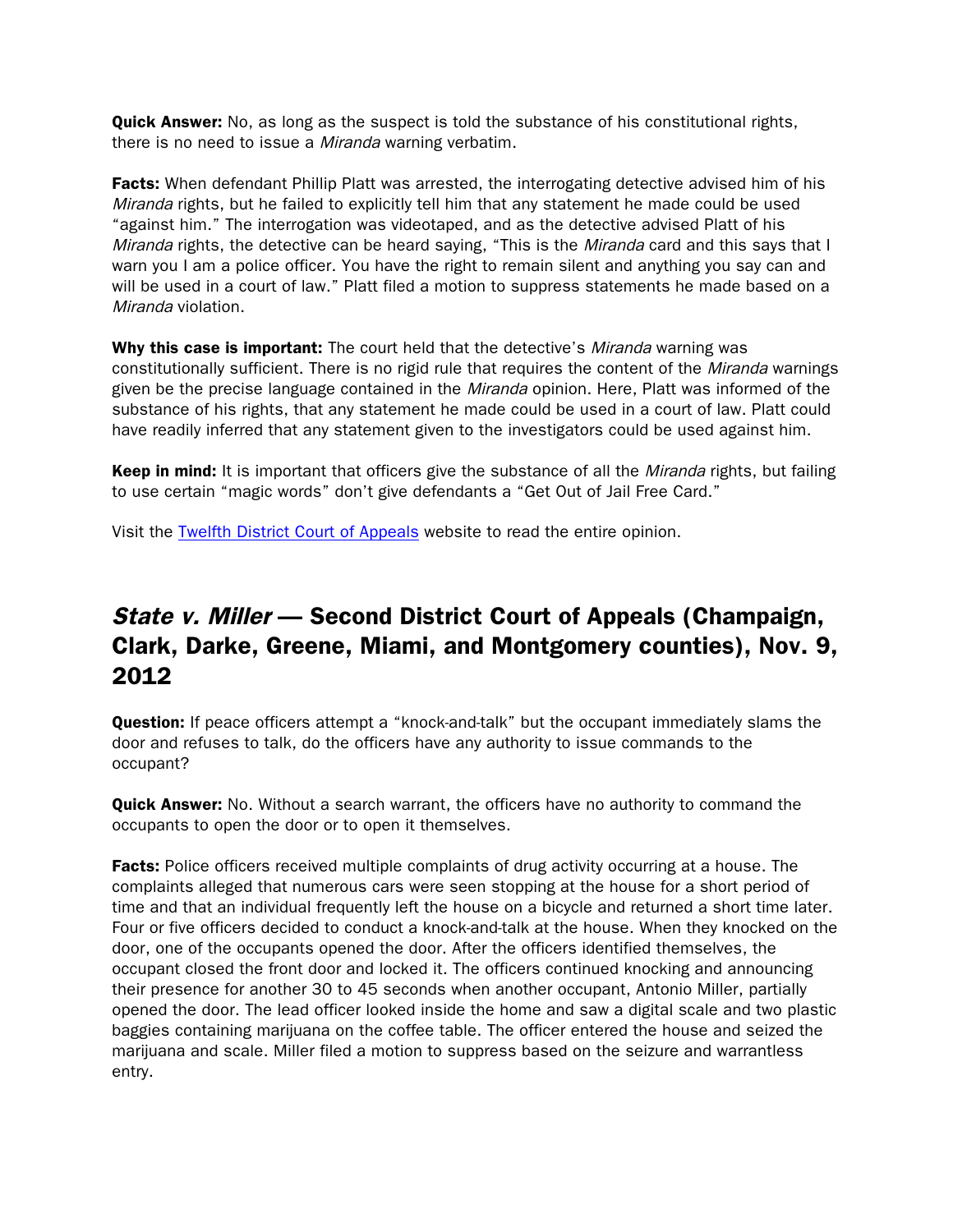**Quick Answer:** No, as long as the suspect is told the substance of his constitutional rights, there is no need to issue a *Miranda* warning verbatim.

**Facts:** When defendant Phillip Platt was arrested, the interrogating detective advised him of his *Miranda* rights, but he failed to explicitly tell him that any statement he made could be used "against him." The interrogation was videotaped, and as the detective advised Platt of his *Miranda* rights, the detective can be heard saying, "This is the *Miranda* card and this says that I warn you I am a police officer. You have the right to remain silent and anything you say can and will be used in a court of law." Platt filed a motion to suppress statements he made based on a *Miranda* violation.

**Why this case is important:** The court held that the detective's *Miranda* warning was constitutionally sufficient. There is no rigid rule that requires the content of the *Miranda* warnings given be the precise language contained in the *Miranda* opinion. Here, Platt was informed of the substance of his rights, that any statement he made could be used in a court of law. Platt could have readily inferred that any statement given to the investigators could be used against him.

**Keep in mind:** It is important that officers give the substance of all the *Miranda* rights, but failing to use certain "magic words" don't give defendants a "Get Out of Jail Free Card."

Visit the Twelfth District Court of Appeals website to read the entire opinion.

## *State v. Miller* — Second District Court of Appeals (Champaign, Clark, Darke, Greene, Miami, and Montgomery counties), Nov. 9, 2012

**Question:** If peace officers attempt a "knock-and-talk" but the occupant immediately slams the door and refuses to talk, do the officers have any authority to issue commands to the occupant?

**Quick Answer:** No. Without a search warrant, the officers have no authority to command the occupants to open the door or to open it themselves.

**Facts:** Police officers received multiple complaints of drug activity occurring at a house. The complaints alleged that numerous cars were seen stopping at the house for a short period of time and that an individual frequently left the house on a bicycle and returned a short time later. Four or five officers decided to conduct a knock-and-talk at the house. When they knocked on the door, one of the occupants opened the door. After the officers identified themselves, the occupant closed the front door and locked it. The officers continued knocking and announcing their presence for another 30 to 45 seconds when another occupant, Antonio Miller, partially opened the door. The lead officer looked inside the home and saw a digital scale and two plastic baggies containing marijuana on the coffee table. The officer entered the house and seized the marijuana and scale. Miller filed a motion to suppress based on the seizure and warrantless entry.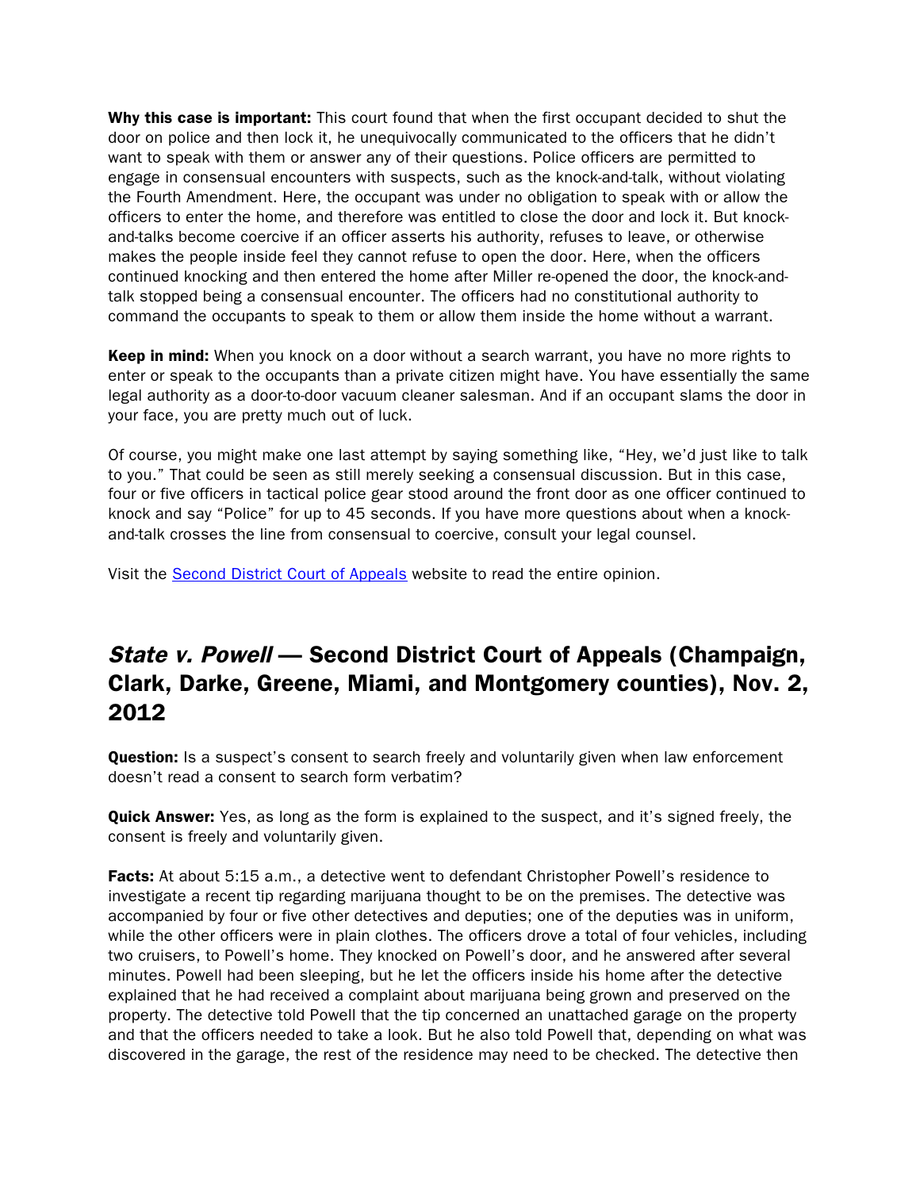**Why this case is important:** This court found that when the first occupant decided to shut the door on police and then lock it, he unequivocally communicated to the officers that he didn't want to speak with them or answer any of their questions. Police officers are permitted to engage in consensual encounters with suspects, such as the knock-and-talk, without violating the Fourth Amendment. Here, the occupant was under no obligation to speak with or allow the officers to enter the home, and therefore was entitled to close the door and lock it. But knock-and-talks become coercive if an officer asserts his authority, refuses to leave, or otherwise makes the people inside feel they cannot refuse to open the door. Here, when the officers continued knocking and then entered the home after Miller re-opened the door, the knock-and-talk stopped being a consensual encounter. The officers had no constitutional authority to command the occupants to speak to them or allow them inside the home without a warrant.

**Keep in mind:** When you knock on a door without a search warrant, you have no more rights to enter or speak to the occupants than a private citizen might have. You have essentially the same legal authority as a door-to-door vacuum cleaner salesman. And if an occupant slams the door in your face, you are pretty much out of luck.

Of course, you might make one last attempt by saying something like, "Hey, we'd just like to talk to you." That could be seen as still merely seeking a consensual discussion. But in this case, four or five officers in tactical police gear stood around the front door as one officer continued to knock and say "Police" for up to 45 seconds. If you have more questions about when a knock-and-talk crosses the line from consensual to coercive, consult your legal counsel.

Visit the [Second District Court of Appeals] website to read the entire opinion.

## *State v. Powell* — Second District Court of Appeals (Champaign, Clark, Darke, Greene, Miami, and Montgomery counties), Nov. 2, 2012

**Question:** Is a suspect's consent to search freely and voluntarily given when law enforcement doesn't read a consent to search form verbatim?

**Quick Answer:** Yes, as long as the form is explained to the suspect, and it's signed freely, the consent is freely and voluntarily given.

**Facts:** At about 5:15 a.m., a detective went to defendant Christopher Powell's residence to investigate a recent tip regarding marijuana thought to be on the premises. The detective was accompanied by four or five other detectives and deputies; one of the deputies was in uniform, while the other officers were in plain clothes. The officers drove a total of four vehicles, including two cruisers, to Powell's home. They knocked on Powell's door, and he answered after several minutes. Powell had been sleeping, but he let the officers inside his home after the detective explained that he had received a complaint about marijuana being grown and preserved on the property. The detective told Powell that the tip concerned an unattached garage on the property and that the officers needed to take a look. But he also told Powell that, depending on what was discovered in the garage, the rest of the residence may need to be checked. The detective then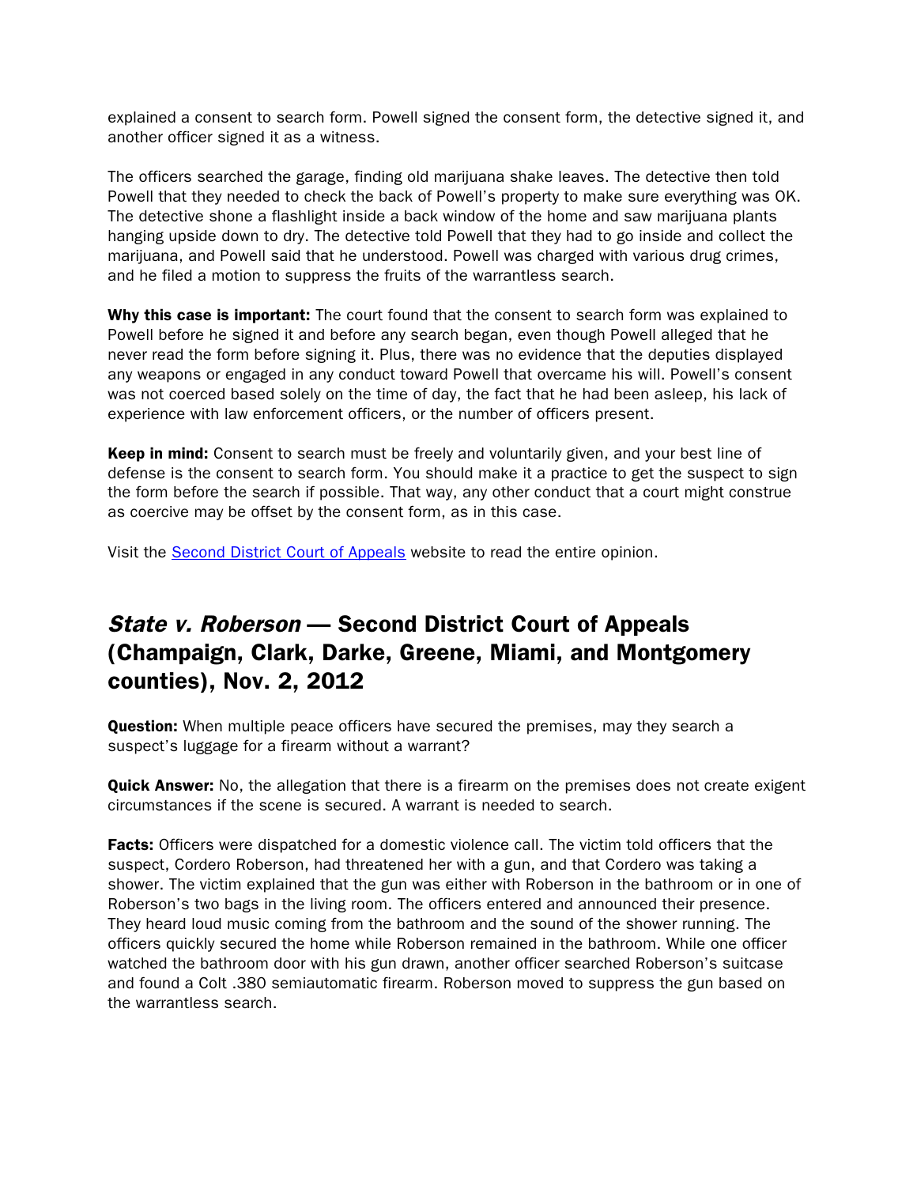explained a consent to search form. Powell signed the consent form, the detective signed it, and another officer signed it as a witness.

The officers searched the garage, finding old marijuana shake leaves. The detective then told Powell that they needed to check the back of Powell's property to make sure everything was OK. The detective shone a flashlight inside a back window of the home and saw marijuana plants hanging upside down to dry. The detective told Powell that they had to go inside and collect the marijuana, and Powell said that he understood. Powell was charged with various drug crimes, and he filed a motion to suppress the fruits of the warrantless search.

**Why this case is important:** The court found that the consent to search form was explained to Powell before he signed it and before any search began, even though Powell alleged that he never read the form before signing it. Plus, there was no evidence that the deputies displayed any weapons or engaged in any conduct toward Powell that overcame his will. Powell's consent was not coerced based solely on the time of day, the fact that he had been asleep, his lack of experience with law enforcement officers, or the number of officers present.

**Keep in mind:** Consent to search must be freely and voluntarily given, and your best line of defense is the consent to search form. You should make it a practice to get the suspect to sign the form before the search if possible. That way, any other conduct that a court might construe as coercive may be offset by the consent form, as in this case.

Visit the [Second District Court of Appeals]() website to read the entire opinion.

## *State v. Roberson* — Second District Court of Appeals (Champaign, Clark, Darke, Greene, Miami, and Montgomery counties), Nov. 2, 2012

**Question:** When multiple peace officers have secured the premises, may they search a suspect's luggage for a firearm without a warrant?

**Quick Answer:** No, the allegation that there is a firearm on the premises does not create exigent circumstances if the scene is secured. A warrant is needed to search.

**Facts:** Officers were dispatched for a domestic violence call. The victim told officers that the suspect, Cordero Roberson, had threatened her with a gun, and that Cordero was taking a shower. The victim explained that the gun was either with Roberson in the bathroom or in one of Roberson's two bags in the living room. The officers entered and announced their presence. They heard loud music coming from the bathroom and the sound of the shower running. The officers quickly secured the home while Roberson remained in the bathroom. While one officer watched the bathroom door with his gun drawn, another officer searched Roberson's suitcase and found a Colt .380 semiautomatic firearm. Roberson moved to suppress the gun based on the warrantless search.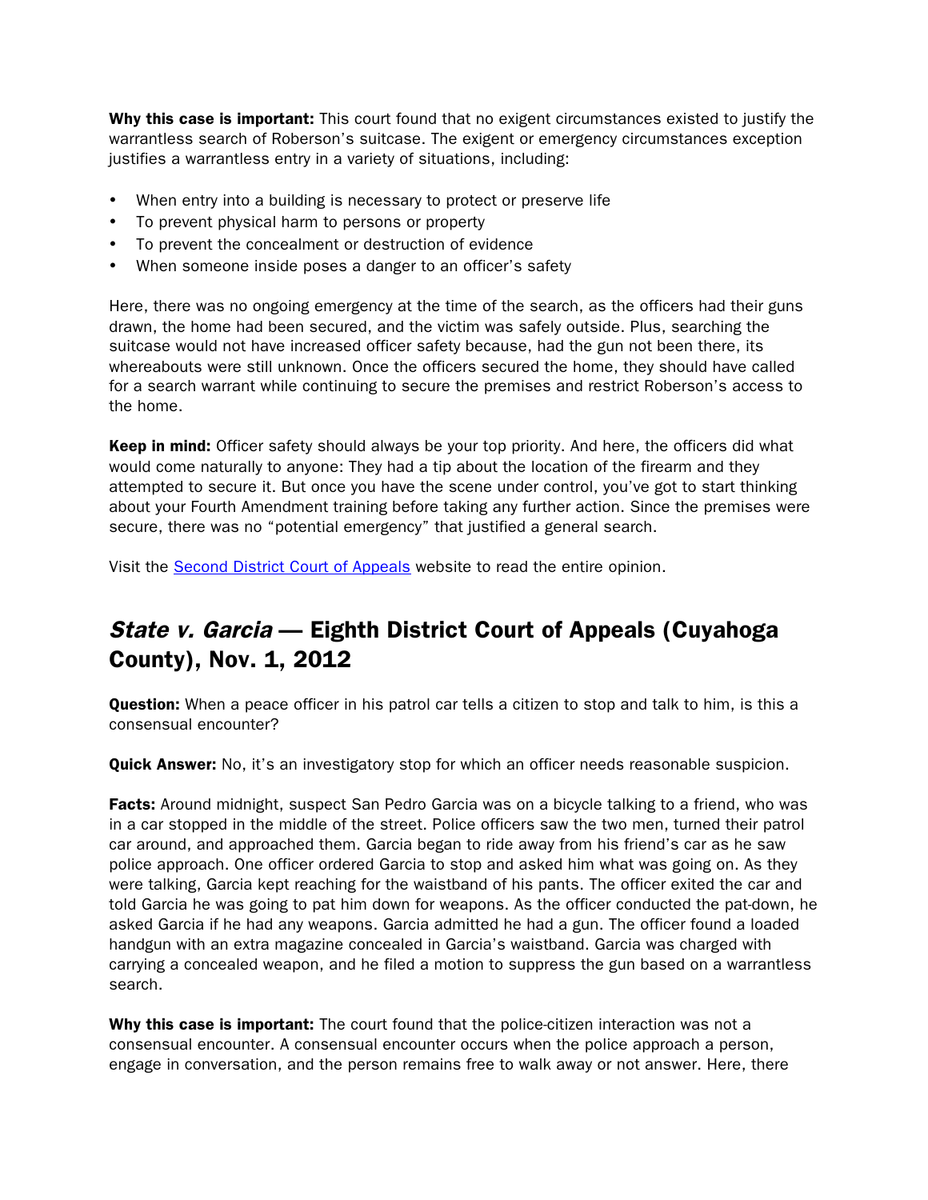**Why this case is important:** This court found that no exigent circumstances existed to justify the warrantless search of Roberson's suitcase. The exigent or emergency circumstances exception justifies a warrantless entry in a variety of situations, including:

- When entry into a building is necessary to protect or preserve life
- To prevent physical harm to persons or property
- To prevent the concealment or destruction of evidence
- When someone inside poses a danger to an officer's safety

Here, there was no ongoing emergency at the time of the search, as the officers had their guns drawn, the home had been secured, and the victim was safely outside. Plus, searching the suitcase would not have increased officer safety because, had the gun not been there, its whereabouts were still unknown. Once the officers secured the home, they should have called for a search warrant while continuing to secure the premises and restrict Roberson's access to the home.

**Keep in mind:** Officer safety should always be your top priority. And here, the officers did what would come naturally to anyone: They had a tip about the location of the firearm and they attempted to secure it. But once you have the scene under control, you've got to start thinking about your Fourth Amendment training before taking any further action. Since the premises were secure, there was no "potential emergency" that justified a general search.

Visit the Second District Court of Appeals website to read the entire opinion.

## *State v. Garcia* — Eighth District Court of Appeals (Cuyahoga County), Nov. 1, 2012

**Question:** When a peace officer in his patrol car tells a citizen to stop and talk to him, is this a consensual encounter?

**Quick Answer:** No, it's an investigatory stop for which an officer needs reasonable suspicion.

**Facts:** Around midnight, suspect San Pedro Garcia was on a bicycle talking to a friend, who was in a car stopped in the middle of the street. Police officers saw the two men, turned their patrol car around, and approached them. Garcia began to ride away from his friend's car as he saw police approach. One officer ordered Garcia to stop and asked him what was going on. As they were talking, Garcia kept reaching for the waistband of his pants. The officer exited the car and told Garcia he was going to pat him down for weapons. As the officer conducted the pat-down, he asked Garcia if he had any weapons. Garcia admitted he had a gun. The officer found a loaded handgun with an extra magazine concealed in Garcia's waistband. Garcia was charged with carrying a concealed weapon, and he filed a motion to suppress the gun based on a warrantless search.

**Why this case is important:** The court found that the police-citizen interaction was not a consensual encounter. A consensual encounter occurs when the police approach a person, engage in conversation, and the person remains free to walk away or not answer. Here, there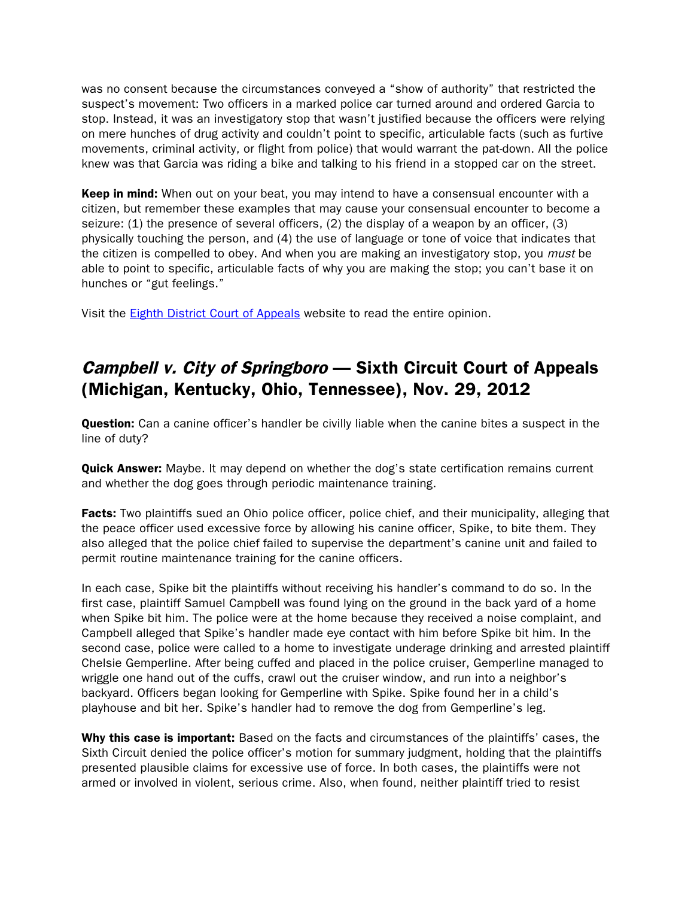was no consent because the circumstances conveyed a "show of authority" that restricted the suspect's movement: Two officers in a marked police car turned around and ordered Garcia to stop. Instead, it was an investigatory stop that wasn't justified because the officers were relying on mere hunches of drug activity and couldn't point to specific, articulable facts (such as furtive movements, criminal activity, or flight from police) that would warrant the pat-down. All the police knew was that Garcia was riding a bike and talking to his friend in a stopped car on the street.

**Keep in mind:** When out on your beat, you may intend to have a consensual encounter with a citizen, but remember these examples that may cause your consensual encounter to become a seizure: (1) the presence of several officers, (2) the display of a weapon by an officer, (3) physically touching the person, and (4) the use of language or tone of voice that indicates that the citizen is compelled to obey. And when you are making an investigatory stop, you *must* be able to point to specific, articulable facts of why you are making the stop; you can't base it on hunches or "gut feelings."

Visit the Eighth District Court of Appeals website to read the entire opinion.

## *Campbell v. City of Springboro* — Sixth Circuit Court of Appeals (Michigan, Kentucky, Ohio, Tennessee), Nov. 29, 2012

**Question:** Can a canine officer's handler be civilly liable when the canine bites a suspect in the line of duty?

**Quick Answer:** Maybe. It may depend on whether the dog's state certification remains current and whether the dog goes through periodic maintenance training.

**Facts:** Two plaintiffs sued an Ohio police officer, police chief, and their municipality, alleging that the peace officer used excessive force by allowing his canine officer, Spike, to bite them. They also alleged that the police chief failed to supervise the department's canine unit and failed to permit routine maintenance training for the canine officers.

In each case, Spike bit the plaintiffs without receiving his handler's command to do so. In the first case, plaintiff Samuel Campbell was found lying on the ground in the back yard of a home when Spike bit him. The police were at the home because they received a noise complaint, and Campbell alleged that Spike's handler made eye contact with him before Spike bit him. In the second case, police were called to a home to investigate underage drinking and arrested plaintiff Chelsie Gemperline. After being cuffed and placed in the police cruiser, Gemperline managed to wriggle one hand out of the cuffs, crawl out the cruiser window, and run into a neighbor's backyard. Officers began looking for Gemperline with Spike. Spike found her in a child's playhouse and bit her. Spike's handler had to remove the dog from Gemperline's leg.

**Why this case is important:** Based on the facts and circumstances of the plaintiffs' cases, the Sixth Circuit denied the police officer's motion for summary judgment, holding that the plaintiffs presented plausible claims for excessive use of force. In both cases, the plaintiffs were not armed or involved in violent, serious crime. Also, when found, neither plaintiff tried to resist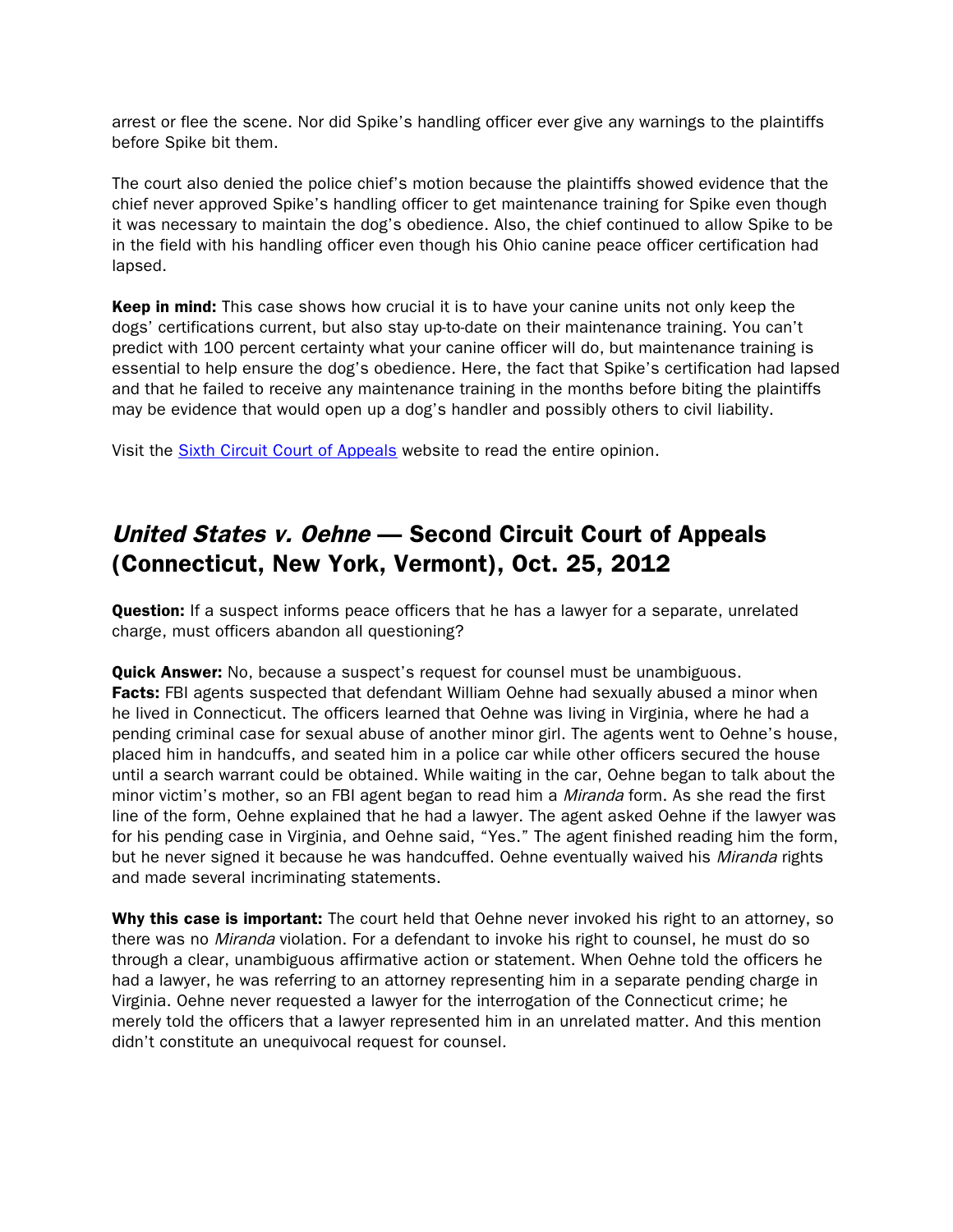arrest or flee the scene. Nor did Spike's handling officer ever give any warnings to the plaintiffs before Spike bit them.

The court also denied the police chief's motion because the plaintiffs showed evidence that the chief never approved Spike's handling officer to get maintenance training for Spike even though it was necessary to maintain the dog's obedience. Also, the chief continued to allow Spike to be in the field with his handling officer even though his Ohio canine peace officer certification had lapsed.

**Keep in mind:** This case shows how crucial it is to have your canine units not only keep the dogs' certifications current, but also stay up-to-date on their maintenance training. You can't predict with 100 percent certainty what your canine officer will do, but maintenance training is essential to help ensure the dog's obedience. Here, the fact that Spike's certification had lapsed and that he failed to receive any maintenance training in the months before biting the plaintiffs may be evidence that would open up a dog's handler and possibly others to civil liability.

Visit the [Sixth Circuit Court of Appeals]() website to read the entire opinion.

## *United States v. Oehne* — Second Circuit Court of Appeals (Connecticut, New York, Vermont), Oct. 25, 2012

**Question:** If a suspect informs peace officers that he has a lawyer for a separate, unrelated charge, must officers abandon all questioning?

**Quick Answer:** No, because a suspect's request for counsel must be unambiguous.
**Facts:** FBI agents suspected that defendant William Oehne had sexually abused a minor when he lived in Connecticut. The officers learned that Oehne was living in Virginia, where he had a pending criminal case for sexual abuse of another minor girl. The agents went to Oehne's house, placed him in handcuffs, and seated him in a police car while other officers secured the house until a search warrant could be obtained. While waiting in the car, Oehne began to talk about the minor victim's mother, so an FBI agent began to read him a *Miranda* form. As she read the first line of the form, Oehne explained that he had a lawyer. The agent asked Oehne if the lawyer was for his pending case in Virginia, and Oehne said, "Yes." The agent finished reading him the form, but he never signed it because he was handcuffed. Oehne eventually waived his *Miranda* rights and made several incriminating statements.

**Why this case is important:** The court held that Oehne never invoked his right to an attorney, so there was no *Miranda* violation. For a defendant to invoke his right to counsel, he must do so through a clear, unambiguous affirmative action or statement. When Oehne told the officers he had a lawyer, he was referring to an attorney representing him in a separate pending charge in Virginia. Oehne never requested a lawyer for the interrogation of the Connecticut crime; he merely told the officers that a lawyer represented him in an unrelated matter. And this mention didn't constitute an unequivocal request for counsel.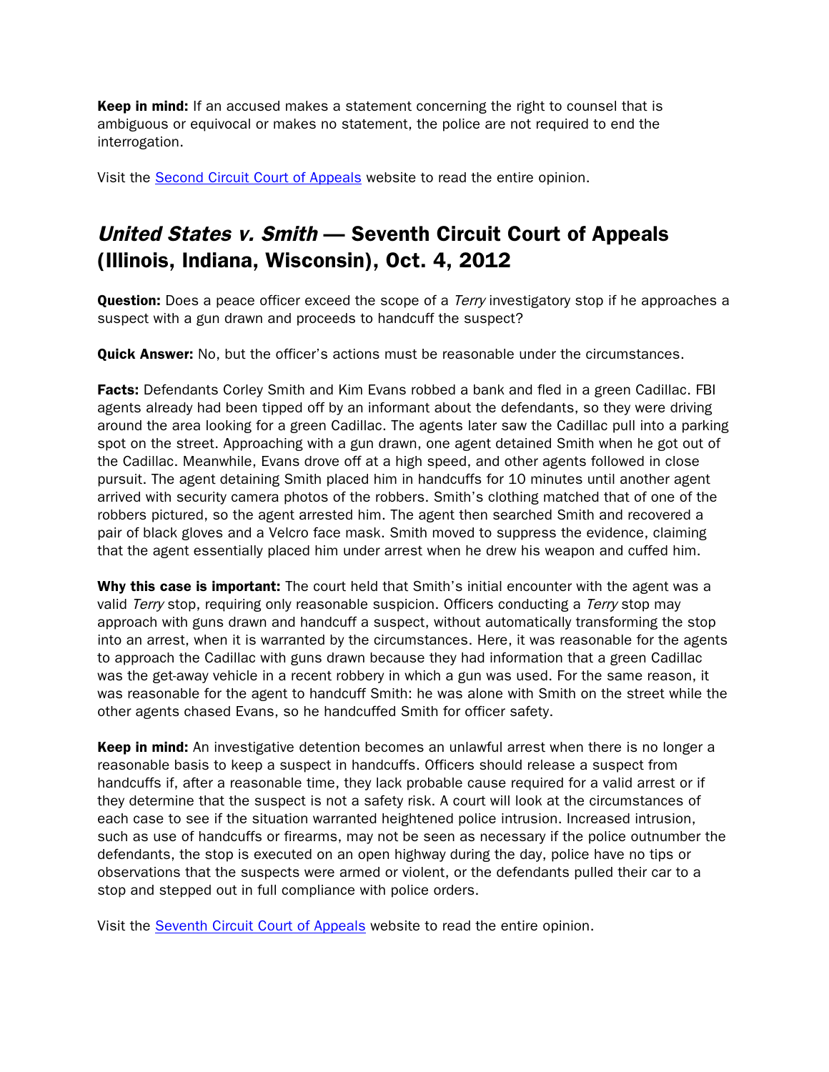**Keep in mind:** If an accused makes a statement concerning the right to counsel that is ambiguous or equivocal or makes no statement, the police are not required to end the interrogation.

Visit the Second Circuit Court of Appeals website to read the entire opinion.

## *United States v. Smith* — Seventh Circuit Court of Appeals (Illinois, Indiana, Wisconsin), Oct. 4, 2012

**Question:** Does a peace officer exceed the scope of a *Terry* investigatory stop if he approaches a suspect with a gun drawn and proceeds to handcuff the suspect?

**Quick Answer:** No, but the officer's actions must be reasonable under the circumstances.

**Facts:** Defendants Corley Smith and Kim Evans robbed a bank and fled in a green Cadillac. FBI agents already had been tipped off by an informant about the defendants, so they were driving around the area looking for a green Cadillac. The agents later saw the Cadillac pull into a parking spot on the street. Approaching with a gun drawn, one agent detained Smith when he got out of the Cadillac. Meanwhile, Evans drove off at a high speed, and other agents followed in close pursuit. The agent detaining Smith placed him in handcuffs for 10 minutes until another agent arrived with security camera photos of the robbers. Smith's clothing matched that of one of the robbers pictured, so the agent arrested him. The agent then searched Smith and recovered a pair of black gloves and a Velcro face mask. Smith moved to suppress the evidence, claiming that the agent essentially placed him under arrest when he drew his weapon and cuffed him.

**Why this case is important:** The court held that Smith's initial encounter with the agent was a valid *Terry* stop, requiring only reasonable suspicion. Officers conducting a *Terry* stop may approach with guns drawn and handcuff a suspect, without automatically transforming the stop into an arrest, when it is warranted by the circumstances. Here, it was reasonable for the agents to approach the Cadillac with guns drawn because they had information that a green Cadillac was the get-away vehicle in a recent robbery in which a gun was used. For the same reason, it was reasonable for the agent to handcuff Smith: he was alone with Smith on the street while the other agents chased Evans, so he handcuffed Smith for officer safety.

**Keep in mind:** An investigative detention becomes an unlawful arrest when there is no longer a reasonable basis to keep a suspect in handcuffs. Officers should release a suspect from handcuffs if, after a reasonable time, they lack probable cause required for a valid arrest or if they determine that the suspect is not a safety risk. A court will look at the circumstances of each case to see if the situation warranted heightened police intrusion. Increased intrusion, such as use of handcuffs or firearms, may not be seen as necessary if the police outnumber the defendants, the stop is executed on an open highway during the day, police have no tips or observations that the suspects were armed or violent, or the defendants pulled their car to a stop and stepped out in full compliance with police orders.

Visit the Seventh Circuit Court of Appeals website to read the entire opinion.